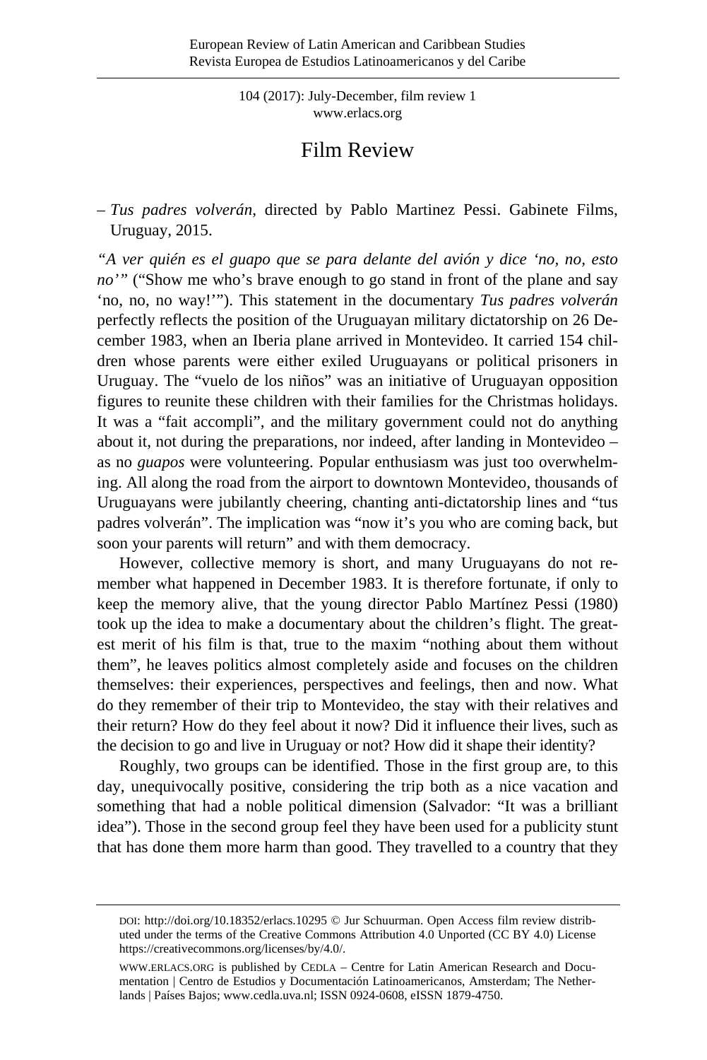# Film Review

– *Tus padres volverán*, directed by Pablo Martinez Pessi. Gabinete Films, Uruguay, 2015.

*"A ver quién es el guapo que se para delante del avión y dice 'no, no, esto no'"* ("Show me who's brave enough to go stand in front of the plane and say 'no, no, no way!'"). This statement in the documentary *Tus padres volverán* perfectly reflects the position of the Uruguayan military dictatorship on 26 December 1983, when an Iberia plane arrived in Montevideo. It carried 154 children whose parents were either exiled Uruguayans or political prisoners in Uruguay. The "vuelo de los niños" was an initiative of Uruguayan opposition figures to reunite these children with their families for the Christmas holidays. It was a "fait accompli", and the military government could not do anything about it, not during the preparations, nor indeed, after landing in Montevideo – as no *guapos* were volunteering. Popular enthusiasm was just too overwhelming. All along the road from the airport to downtown Montevideo, thousands of Uruguayans were jubilantly cheering, chanting anti-dictatorship lines and "tus padres volverán". The implication was "now it's you who are coming back, but soon your parents will return" and with them democracy.

However, collective memory is short, and many Uruguayans do not remember what happened in December 1983. It is therefore fortunate, if only to keep the memory alive, that the young director Pablo Martínez Pessi (1980) took up the idea to make a documentary about the children's flight. The greatest merit of his film is that, true to the maxim "nothing about them without them", he leaves politics almost completely aside and focuses on the children themselves: their experiences, perspectives and feelings, then and now. What do they remember of their trip to Montevideo, the stay with their relatives and their return? How do they feel about it now? Did it influence their lives, such as the decision to go and live in Uruguay or not? How did it shape their identity?

Roughly, two groups can be identified. Those in the first group are, to this day, unequivocally positive, considering the trip both as a nice vacation and something that had a noble political dimension (Salvador: "It was a brilliant idea"). Those in the second group feel they have been used for a publicity stunt that has done them more harm than good. They travelled to a country that they

DOI: http://doi.org/10.18352/erlacs.10295 © Jur Schuurman. Open Access film review distributed under the terms of the Creative Commons Attribution 4.0 Unported (CC BY 4.0) License https://creativecommons.org/licenses/by/4.0/.

WWW.ERLACS.ORG is published by CEDLA – Centre for Latin American Research and Documentation | Centro de Estudios y Documentación Latinoamericanos, Amsterdam; The Netherlands | Países Bajos; www.cedla.uva.nl; ISSN 0924-0608, eISSN 1879-4750.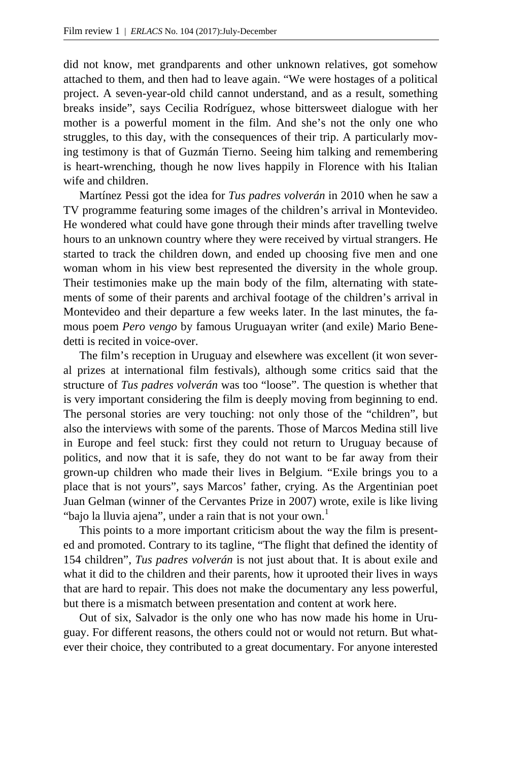did not know, met grandparents and other unknown relatives, got somehow attached to them, and then had to leave again. "We were hostages of a political project. A seven-year-old child cannot understand, and as a result, something breaks inside", says Cecilia Rodríguez, whose bittersweet dialogue with her mother is a powerful moment in the film. And she's not the only one who struggles, to this day, with the consequences of their trip. A particularly moving testimony is that of Guzmán Tierno. Seeing him talking and remembering is heart-wrenching, though he now lives happily in Florence with his Italian wife and children.

Martínez Pessi got the idea for *Tus padres volverán* in 2010 when he saw a TV programme featuring some images of the children's arrival in Montevideo. He wondered what could have gone through their minds after travelling twelve hours to an unknown country where they were received by virtual strangers. He started to track the children down, and ended up choosing five men and one woman whom in his view best represented the diversity in the whole group. Their testimonies make up the main body of the film, alternating with statements of some of their parents and archival footage of the children's arrival in Montevideo and their departure a few weeks later. In the last minutes, the famous poem *Pero vengo* by famous Uruguayan writer (and exile) Mario Benedetti is recited in voice-over.

The film's reception in Uruguay and elsewhere was excellent (it won several prizes at international film festivals), although some critics said that the structure of *Tus padres volverán* was too "loose". The question is whether that is very important considering the film is deeply moving from beginning to end. The personal stories are very touching: not only those of the "children", but also the interviews with some of the parents. Those of Marcos Medina still live in Europe and feel stuck: first they could not return to Uruguay because of politics, and now that it is safe, they do not want to be far away from their grown-up children who made their lives in Belgium. "Exile brings you to a place that is not yours", says Marcos' father, crying. As the Argentinian poet Juan Gelman (winner of the Cervantes Prize in 2007) wrote, exile is like living "bajo la lluvia ajena", under a rain that is not your own.[1]

This points to a more important criticism about the way the film is presented and promoted. Contrary to its tagline, "The flight that defined the identity of 154 children", *Tus padres volverán* is not just about that. It is about exile and what it did to the children and their parents, how it uprooted their lives in ways that are hard to repair. This does not make the documentary any less powerful, but there is a mismatch between presentation and content at work here.

Out of six, Salvador is the only one who has now made his home in Uruguay. For different reasons, the others could not or would not return. But whatever their choice, they contributed to a great documentary. For anyone interested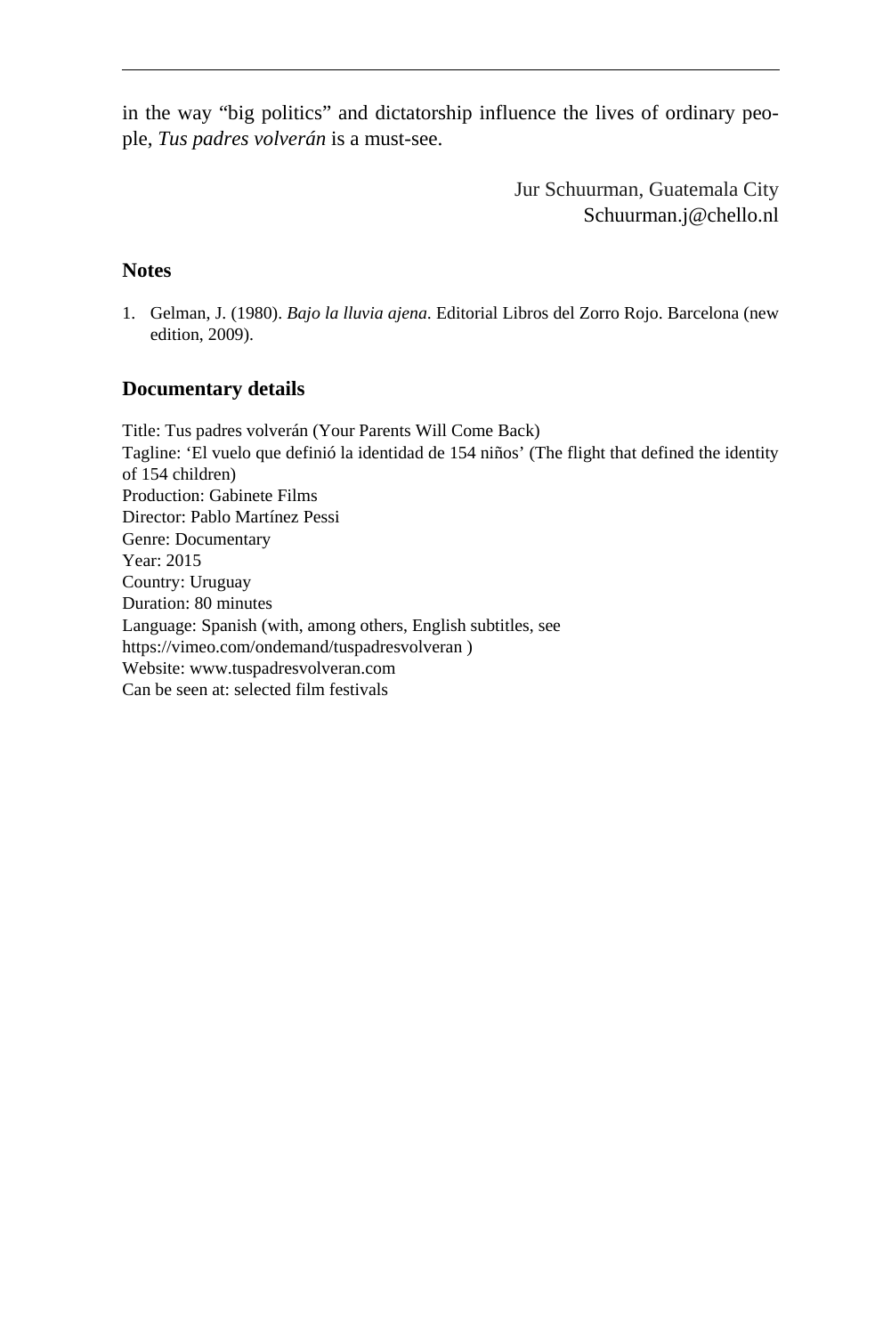in the way “big politics” and dictatorship influence the lives of ordinary people, *Tus padres volverán* is a must-see.

Jur Schuurman, Guatemala City
Schuurman.j@chello.nl

### Notes

1. Gelman, J. (1980). *Bajo la lluvia ajena*. Editorial Libros del Zorro Rojo. Barcelona (new edition, 2009).

### Documentary details

Title: Tus padres volverán (Your Parents Will Come Back)
Tagline: ‘El vuelo que definió la identidad de 154 niños’ (The flight that defined the identity of 154 children)
Production: Gabinete Films
Director: Pablo Martínez Pessi
Genre: Documentary
Year: 2015
Country: Uruguay
Duration: 80 minutes
Language: Spanish (with, among others, English subtitles, see https://vimeo.com/ondemand/tuspadresvolveran )
Website: www.tuspadresvolveran.com
Can be seen at: selected film festivals